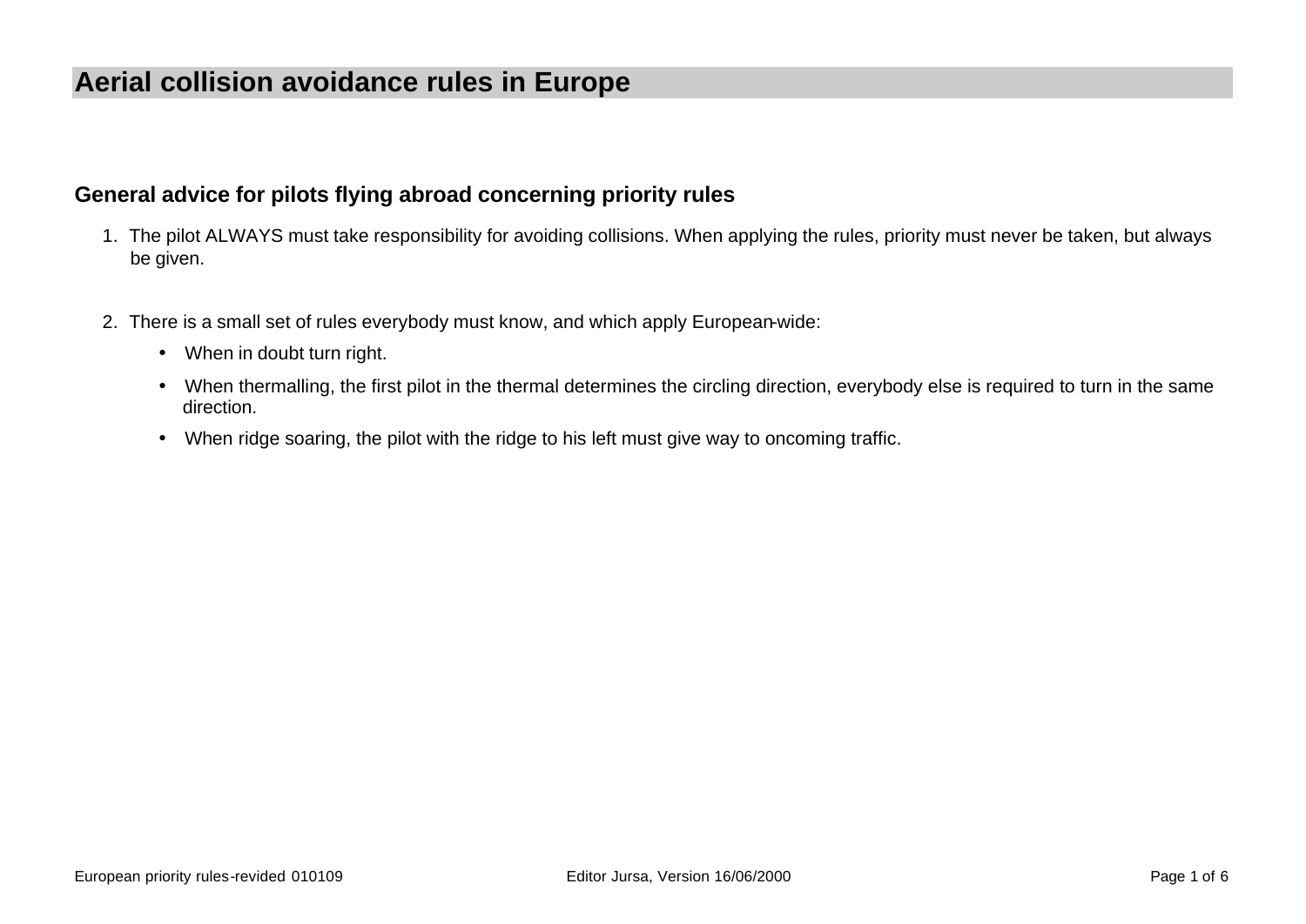# Aerial collision avoidance rules in Europe

## General advice for pilots flying abroad concerning priority rules

1. The pilot ALWAYS must take responsibility for avoiding collisions. When applying the rules, priority must never be taken, but always be given.

2. There is a small set of rules everybody must know, and which apply European-wide:

   - When in doubt turn right.
   - When thermalling, the first pilot in the thermal determines the circling direction, everybody else is required to turn in the same direction.
   - When ridge soaring, the pilot with the ridge to his left must give way to oncoming traffic.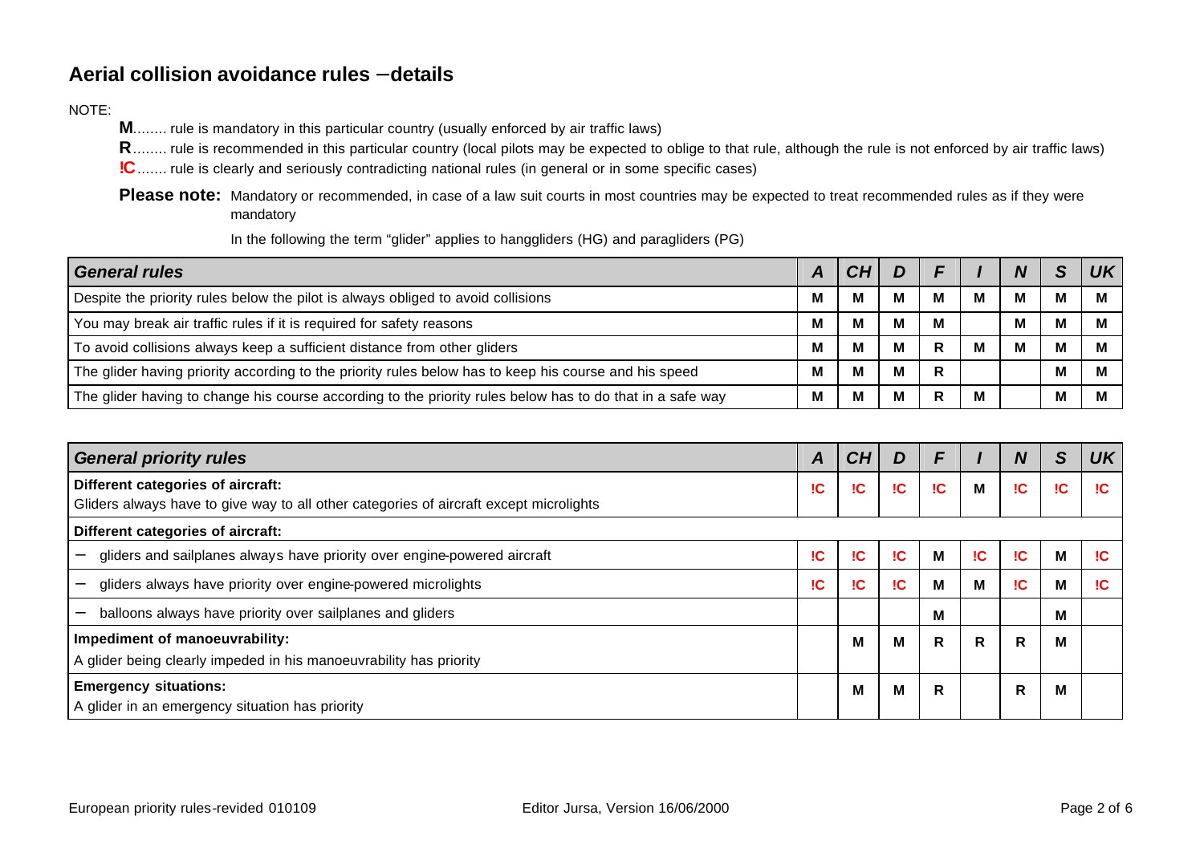## Aerial collision avoidance rules – details

NOTE:

- **M**........ rule is mandatory in this particular country (usually enforced by air traffic laws)
- **R**........ rule is recommended in this particular country (local pilots may be expected to oblige to that rule, although the rule is not enforced by air traffic laws)
- **!C**....... rule is clearly and seriously contradicting national rules (in general or in some specific cases)

**Please note:** Mandatory or recommended, in case of a law suit courts in most countries may be expected to treat recommended rules as if they were mandatory

In the following the term "glider" applies to hanggliders (HG) and paragliders (PG)

| *General rules* | *A* | *CH* | *D* | *F* | *I* | *N* | *S* | *UK* |
|---|---|---|---|---|---|---|---|---|
| Despite the priority rules below the pilot is always obliged to avoid collisions | M | M | M | M | M | M | M | M |
| You may break air traffic rules if it is required for safety reasons | M | M | M | M | | M | M | M |
| To avoid collisions always keep a sufficient distance from other gliders | M | M | M | R | M | M | M | M |
| The glider having priority according to the priority rules below has to keep his course and his speed | M | M | M | R | | | M | M |
| The glider having to change his course according to the priority rules below has to do that in a safe way | M | M | M | R | M | | M | M |

| *General priority rules* | *A* | *CH* | *D* | *F* | *I* | *N* | *S* | *UK* |
|---|---|---|---|---|---|---|---|---|
| **Different categories of aircraft:** Gliders always have to give way to all other categories of aircraft except microlights | !C | !C | !C | !C | M | !C | !C | !C |
| **Different categories of aircraft:** | | | | | | | | |
| – gliders and sailplanes always have priority over engine-powered aircraft | !C | !C | !C | M | !C | !C | M | !C |
| – gliders always have priority over engine-powered microlights | !C | !C | !C | M | M | !C | M | !C |
| – balloons always have priority over sailplanes and gliders | | | | M | | | M | |
| **Impediment of manoeuvrability:** A glider being clearly impeded in his manoeuvrability has priority | | M | M | R | R | R | M | |
| **Emergency situations:** A glider in an emergency situation has priority | | M | M | R | | R | M | |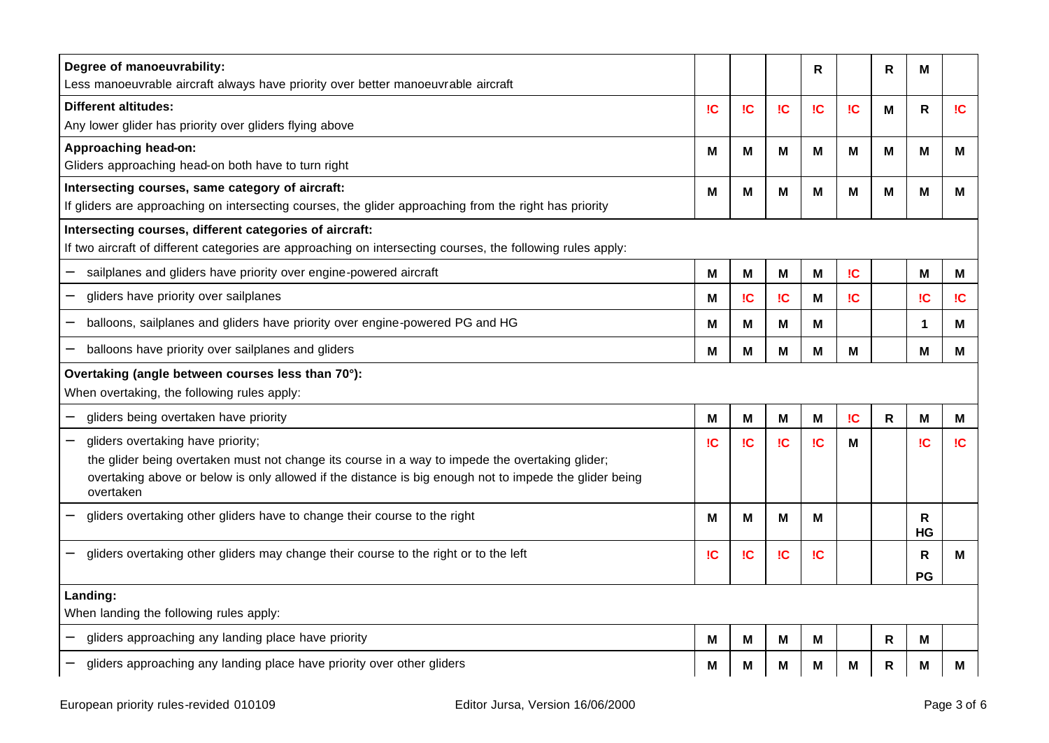| | | | | | | | | |
|---|---|---|---|---|---|---|---|---|
| **Degree of manoeuvrability:**<br>Less manoeuvrable aircraft always have priority over better manoeuvrable aircraft | | | | R | | R | M | |
| **Different altitudes:**<br>Any lower glider has priority over gliders flying above | !C | !C | !C | !C | !C | M | R | !C |
| **Approaching head-on:**<br>Gliders approaching head-on both have to turn right | M | M | M | M | M | M | M | M |
| **Intersecting courses, same category of aircraft:**<br>If gliders are approaching on intersecting courses, the glider approaching from the right has priority | M | M | M | M | M | M | M | M |
| **Intersecting courses, different categories of aircraft:**<br>If two aircraft of different categories are approaching on intersecting courses, the following rules apply: | | | | | | | | |
| – sailplanes and gliders have priority over engine-powered aircraft | M | M | M | M | !C | | M | M |
| – gliders have priority over sailplanes | M | !C | !C | M | !C | | !C | !C |
| – balloons, sailplanes and gliders have priority over engine-powered PG and HG | M | M | M | M | | | 1 | M |
| – balloons have priority over sailplanes and gliders | M | M | M | M | M | | M | M |
| **Overtaking (angle between courses less than 70°):**<br>When overtaking, the following rules apply: | | | | | | | | |
| – gliders being overtaken have priority | M | M | M | M | !C | R | M | M |
| – gliders overtaking have priority;<br>the glider being overtaken must not change its course in a way to impede the overtaking glider;<br>overtaking above or below is only allowed if the distance is big enough not to impede the glider being overtaken | !C | !C | !C | !C | M | | !C | !C |
| – gliders overtaking other gliders have to change their course to the right | M | M | M | M | | | R<br>HG | |
| – gliders overtaking other gliders may change their course to the right or to the left | !C | !C | !C | !C | | | R<br>PG | M |
| **Landing:**<br>When landing the following rules apply: | | | | | | | | |
| – gliders approaching any landing place have priority | M | M | M | M | | R | M | |
| – gliders approaching any landing place have priority over other gliders | M | M | M | M | M | R | M | M |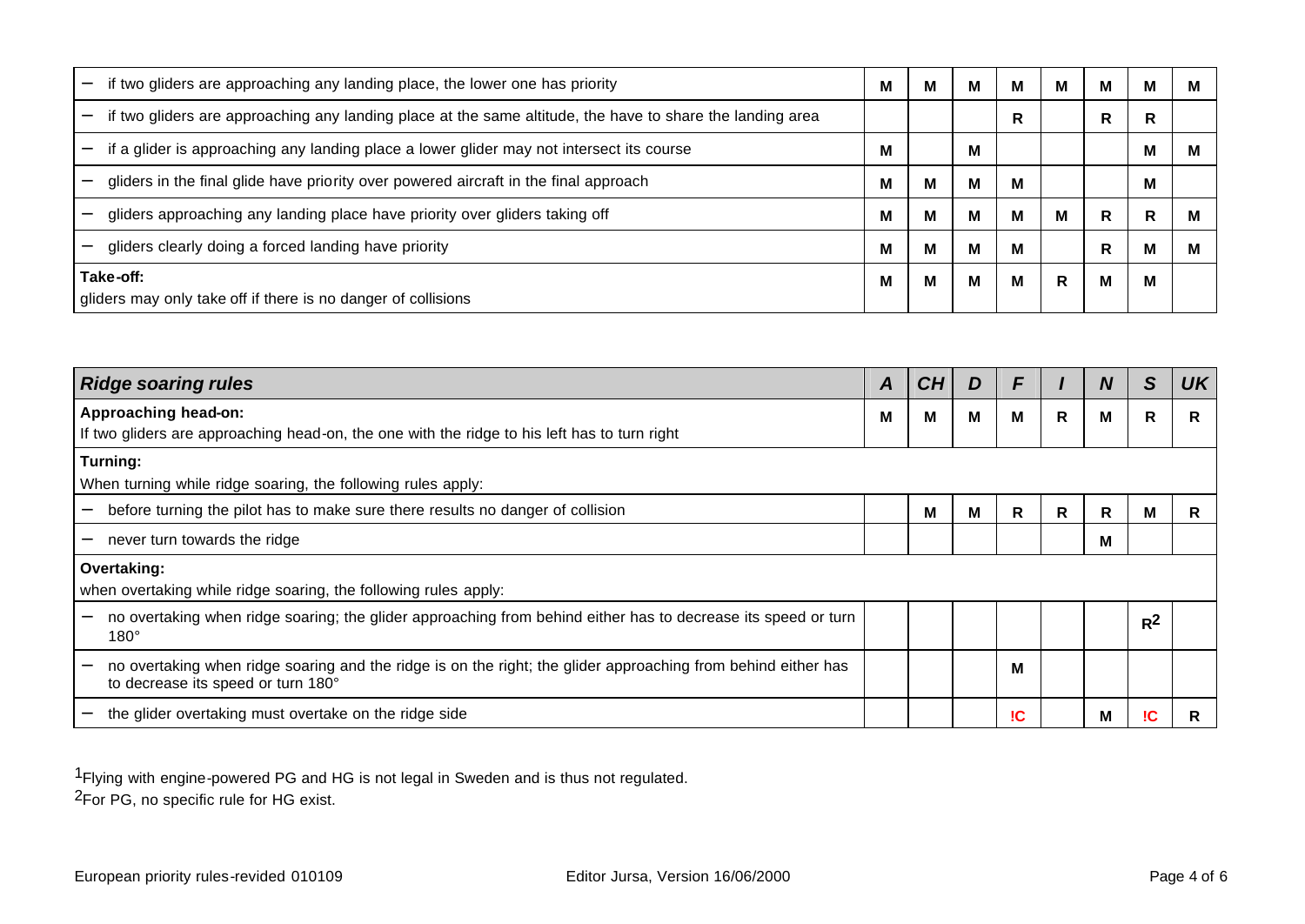| | | | | | | | | |
|---|---|---|---|---|---|---|---|---|
| – if two gliders are approaching any landing place, the lower one has priority | M | M | M | M | M | M | M | M |
| – if two gliders are approaching any landing place at the same altitude, the have to share the landing area | | | | R | | R | R | |
| – if a glider is approaching any landing place a lower glider may not intersect its course | M | | M | | | | M | M |
| – gliders in the final glide have priority over powered aircraft in the final approach | M | M | M | M | | | M | |
| – gliders approaching any landing place have priority over gliders taking off | M | M | M | M | M | R | R | M |
| – gliders clearly doing a forced landing have priority | M | M | M | M | | R | M | M |
| **Take-off:** gliders may only take off if there is no danger of collisions | M | M | M | M | R | M | M | |

| ***Ridge soaring rules*** | ***A*** | ***CH*** | ***D*** | ***F*** | ***I*** | ***N*** | ***S*** | ***UK*** |
|---|---|---|---|---|---|---|---|---|
| **Approaching head-on:** If two gliders are approaching head-on, the one with the ridge to his left has to turn right | M | M | M | M | R | M | R | R |
| **Turning:** When turning while ridge soaring, the following rules apply: | | | | | | | | |
| – before turning the pilot has to make sure there results no danger of collision | | M | M | R | R | R | M | R |
| – never turn towards the ridge | | | | | | M | | |
| **Overtaking:** when overtaking while ridge soaring, the following rules apply: | | | | | | | | |
| – no overtaking when ridge soaring; the glider approaching from behind either has to decrease its speed or turn 180° | | | | | | | R[2] | |
| – no overtaking when ridge soaring and the ridge is on the right; the glider approaching from behind either has to decrease its speed or turn 180° | | | | M | | | | |
| – the glider overtaking must overtake on the ridge side | | | | !C | | M | !C | R |

[1]Flying with engine-powered PG and HG is not legal in Sweden and is thus not regulated.

[2]For PG, no specific rule for HG exist.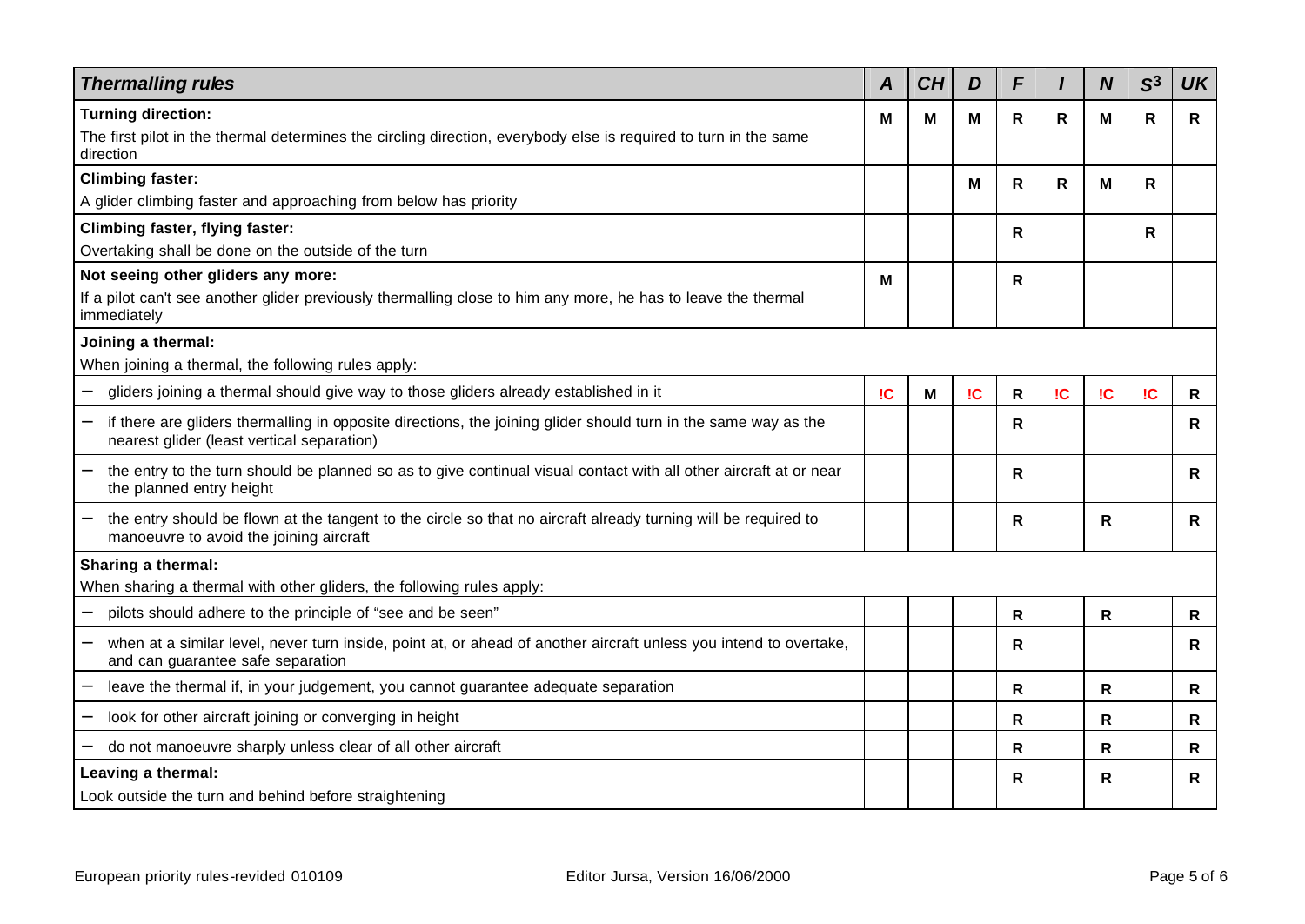| *Thermalling rules* | *A* | *CH* | *D* | *F* | *I* | *N* | *S*[3] | *UK* |
|---|---|---|---|---|---|---|---|---|
| **Turning direction:** The first pilot in the thermal determines the circling direction, everybody else is required to turn in the same direction | M | M | M | R | R | M | R | R |
| **Climbing faster:** A glider climbing faster and approaching from below has priority | | | M | R | R | M | R | |
| **Climbing faster, flying faster:** Overtaking shall be done on the outside of the turn | | | | R | | | R | |
| **Not seeing other gliders any more:** If a pilot can't see another glider previously thermalling close to him any more, he has to leave the thermal immediately | M | | | R | | | | |
| **Joining a thermal:** When joining a thermal, the following rules apply: | | | | | | | | |
| – gliders joining a thermal should give way to those gliders already established in it | !C | M | !C | R | !C | !C | !C | R |
| – if there are gliders thermalling in opposite directions, the joining glider should turn in the same way as the nearest glider (least vertical separation) | | | | R | | | | R |
| – the entry to the turn should be planned so as to give continual visual contact with all other aircraft at or near the planned entry height | | | | R | | | | R |
| – the entry should be flown at the tangent to the circle so that no aircraft already turning will be required to manoeuvre to avoid the joining aircraft | | | | R | | R | | R |
| **Sharing a thermal:** When sharing a thermal with other gliders, the following rules apply: | | | | | | | | |
| – pilots should adhere to the principle of "see and be seen" | | | | R | | R | | R |
| – when at a similar level, never turn inside, point at, or ahead of another aircraft unless you intend to overtake, and can guarantee safe separation | | | | R | | | | R |
| – leave the thermal if, in your judgement, you cannot guarantee adequate separation | | | | R | | R | | R |
| – look for other aircraft joining or converging in height | | | | R | | R | | R |
| – do not manoeuvre sharply unless clear of all other aircraft | | | | R | | R | | R |
| **Leaving a thermal:** Look outside the turn and behind before straightening | | | | R | | R | | R |

European priority rules-revided 010109 &nbsp;&nbsp;&nbsp; Editor Jursa, Version 16/06/2000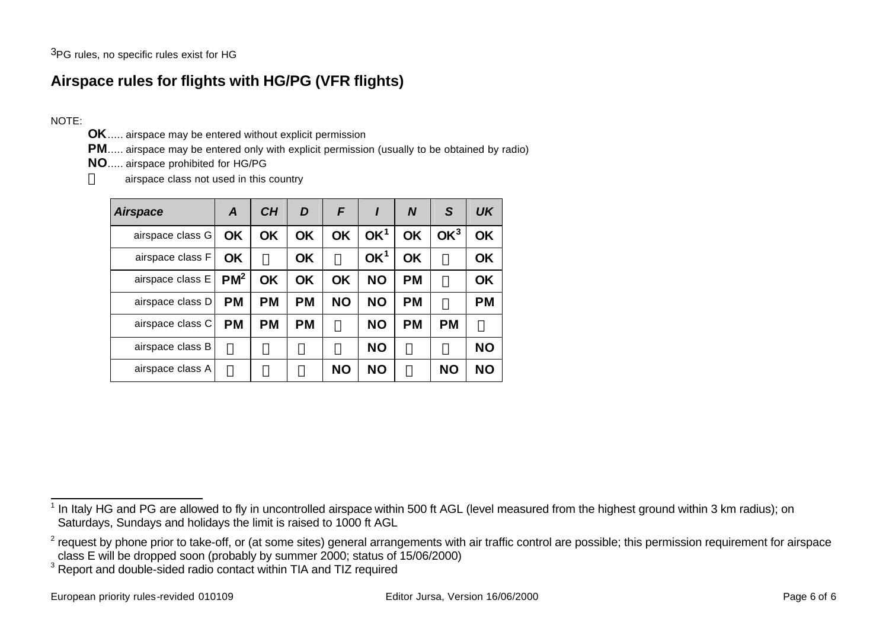[3]PG rules, no specific rules exist for HG

## Airspace rules for flights with HG/PG (VFR flights)

NOTE:

- **OK**..... airspace may be entered without explicit permission
- **PM**..... airspace may be entered only with explicit permission (usually to be obtained by radio)
- **NO**..... airspace prohibited for HG/PG
- ☐ airspace class not used in this country

| *Airspace* | *A* | *CH* | *D* | *F* | *I* | *N* | *S* | *UK* |
|---|---|---|---|---|---|---|---|---|
| airspace class G | **OK** | **OK** | **OK** | **OK** | **OK**[1] | **OK** | **OK**[3] | **OK** |
| airspace class F | **OK** | ☐ | **OK** | ☐ | **OK**[1] | **OK** | ☐ | **OK** |
| airspace class E | **PM**[2] | **OK** | **OK** | **OK** | **NO** | **PM** | ☐ | **OK** |
| airspace class D | **PM** | **PM** | **PM** | **NO** | **NO** | **PM** | ☐ | **PM** |
| airspace class C | **PM** | **PM** | **PM** | ☐ | **NO** | **PM** | **PM** | ☐ |
| airspace class B | ☐ | ☐ | ☐ | ☐ | **NO** | ☐ | ☐ | **NO** |
| airspace class A | ☐ | ☐ | ☐ | **NO** | **NO** | ☐ | **NO** | **NO** |

---

[1] In Italy HG and PG are allowed to fly in uncontrolled airspace within 500 ft AGL (level measured from the highest ground within 3 km radius); on Saturdays, Sundays and holidays the limit is raised to 1000 ft AGL

[2] request by phone prior to take-off, or (at some sites) general arrangements with air traffic control are possible; this permission requirement for airspace class E will be dropped soon (probably by summer 2000; status of 15/06/2000)

[3] Report and double-sided radio contact within TIA and TIZ required